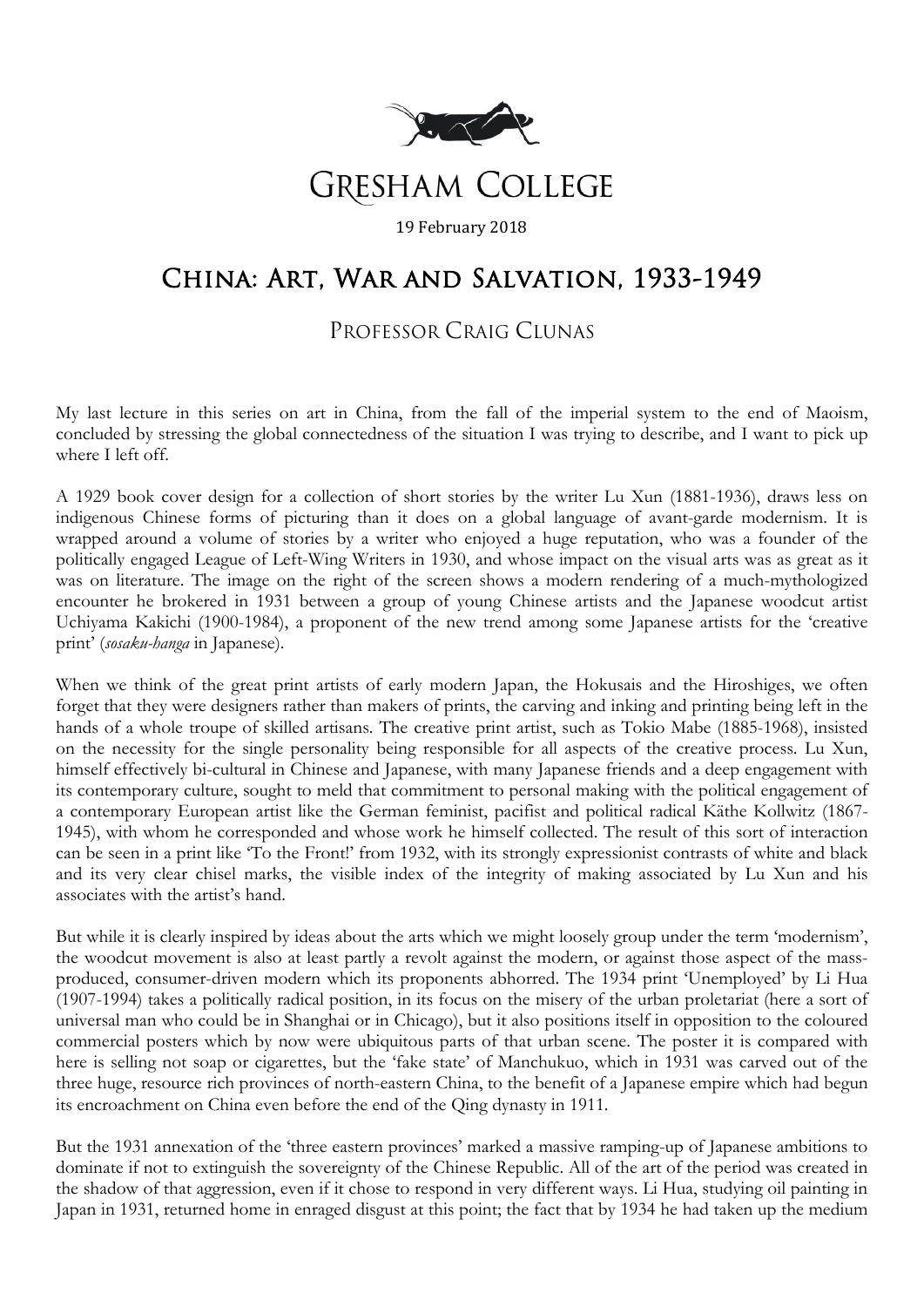# Gresham College

19 February 2018

## China: Art, War and Salvation, 1933-1949

### Professor Craig Clunas

My last lecture in this series on art in China, from the fall of the imperial system to the end of Maoism, concluded by stressing the global connectedness of the situation I was trying to describe, and I want to pick up where I left off.

A 1929 book cover design for a collection of short stories by the writer Lu Xun (1881-1936), draws less on indigenous Chinese forms of picturing than it does on a global language of avant-garde modernism. It is wrapped around a volume of stories by a writer who enjoyed a huge reputation, who was a founder of the politically engaged League of Left-Wing Writers in 1930, and whose impact on the visual arts was as great as it was on literature. The image on the right of the screen shows a modern rendering of a much-mythologized encounter he brokered in 1931 between a group of young Chinese artists and the Japanese woodcut artist Uchiyama Kakichi (1900-1984), a proponent of the new trend among some Japanese artists for the 'creative print' (*sosaku-hanga* in Japanese).

When we think of the great print artists of early modern Japan, the Hokusais and the Hiroshiges, we often forget that they were designers rather than makers of prints, the carving and inking and printing being left in the hands of a whole troupe of skilled artisans. The creative print artist, such as Tokio Mabe (1885-1968), insisted on the necessity for the single personality being responsible for all aspects of the creative process. Lu Xun, himself effectively bi-cultural in Chinese and Japanese, with many Japanese friends and a deep engagement with its contemporary culture, sought to meld that commitment to personal making with the political engagement of a contemporary European artist like the German feminist, pacifist and political radical Käthe Kollwitz (1867-1945), with whom he corresponded and whose work he himself collected. The result of this sort of interaction can be seen in a print like 'To the Front!' from 1932, with its strongly expressionist contrasts of white and black and its very clear chisel marks, the visible index of the integrity of making associated by Lu Xun and his associates with the artist's hand.

But while it is clearly inspired by ideas about the arts which we might loosely group under the term 'modernism', the woodcut movement is also at least partly a revolt against the modern, or against those aspect of the mass-produced, consumer-driven modern which its proponents abhorred. The 1934 print 'Unemployed' by Li Hua (1907-1994) takes a politically radical position, in its focus on the misery of the urban proletariat (here a sort of universal man who could be in Shanghai or in Chicago), but it also positions itself in opposition to the coloured commercial posters which by now were ubiquitous parts of that urban scene. The poster it is compared with here is selling not soap or cigarettes, but the 'fake state' of Manchukuo, which in 1931 was carved out of the three huge, resource rich provinces of north-eastern China, to the benefit of a Japanese empire which had begun its encroachment on China even before the end of the Qing dynasty in 1911.

But the 1931 annexation of the 'three eastern provinces' marked a massive ramping-up of Japanese ambitions to dominate if not to extinguish the sovereignty of the Chinese Republic. All of the art of the period was created in the shadow of that aggression, even if it chose to respond in very different ways. Li Hua, studying oil painting in Japan in 1931, returned home in enraged disgust at this point; the fact that by 1934 he had taken up the medium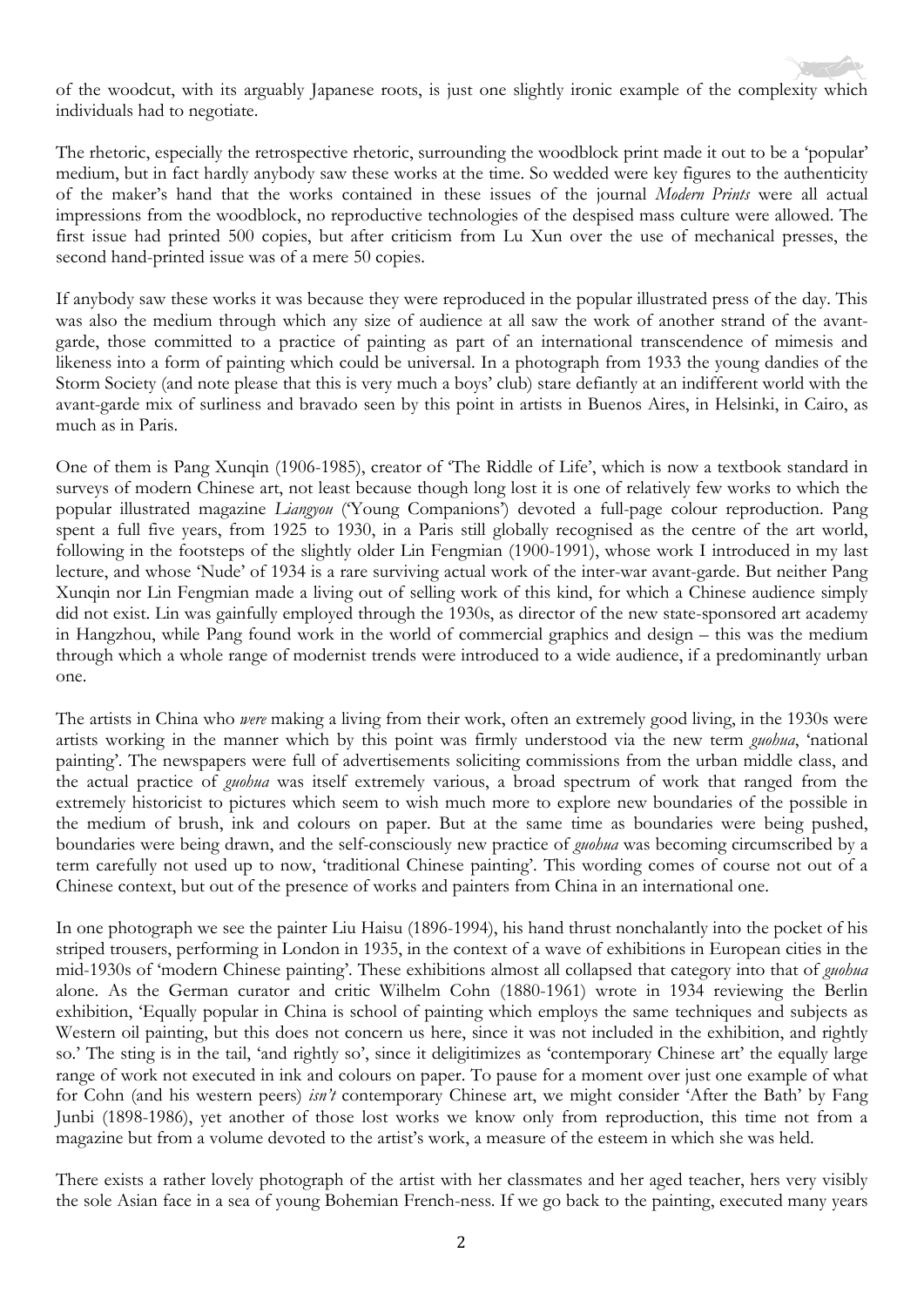of the woodcut, with its arguably Japanese roots, is just one slightly ironic example of the complexity which individuals had to negotiate.

The rhetoric, especially the retrospective rhetoric, surrounding the woodblock print made it out to be a 'popular' medium, but in fact hardly anybody saw these works at the time. So wedded were key figures to the authenticity of the maker's hand that the works contained in these issues of the journal *Modern Prints* were all actual impressions from the woodblock, no reproductive technologies of the despised mass culture were allowed. The first issue had printed 500 copies, but after criticism from Lu Xun over the use of mechanical presses, the second hand-printed issue was of a mere 50 copies.

If anybody saw these works it was because they were reproduced in the popular illustrated press of the day. This was also the medium through which any size of audience at all saw the work of another strand of the avant-garde, those committed to a practice of painting as part of an international transcendence of mimesis and likeness into a form of painting which could be universal. In a photograph from 1933 the young dandies of the Storm Society (and note please that this is very much a boys' club) stare defiantly at an indifferent world with the avant-garde mix of surliness and bravado seen by this point in artists in Buenos Aires, in Helsinki, in Cairo, as much as in Paris.

One of them is Pang Xunqin (1906-1985), creator of 'The Riddle of Life', which is now a textbook standard in surveys of modern Chinese art, not least because though long lost it is one of relatively few works to which the popular illustrated magazine *Liangyou* ('Young Companions') devoted a full-page colour reproduction. Pang spent a full five years, from 1925 to 1930, in a Paris still globally recognised as the centre of the art world, following in the footsteps of the slightly older Lin Fengmian (1900-1991), whose work I introduced in my last lecture, and whose 'Nude' of 1934 is a rare surviving actual work of the inter-war avant-garde. But neither Pang Xunqin nor Lin Fengmian made a living out of selling work of this kind, for which a Chinese audience simply did not exist. Lin was gainfully employed through the 1930s, as director of the new state-sponsored art academy in Hangzhou, while Pang found work in the world of commercial graphics and design – this was the medium through which a whole range of modernist trends were introduced to a wide audience, if a predominantly urban one.

The artists in China who *were* making a living from their work, often an extremely good living, in the 1930s were artists working in the manner which by this point was firmly understood via the new term *guohua*, 'national painting'. The newspapers were full of advertisements soliciting commissions from the urban middle class, and the actual practice of *guohua* was itself extremely various, a broad spectrum of work that ranged from the extremely historicist to pictures which seem to wish much more to explore new boundaries of the possible in the medium of brush, ink and colours on paper. But at the same time as boundaries were being pushed, boundaries were being drawn, and the self-consciously new practice of *guohua* was becoming circumscribed by a term carefully not used up to now, 'traditional Chinese painting'. This wording comes of course not out of a Chinese context, but out of the presence of works and painters from China in an international one.

In one photograph we see the painter Liu Haisu (1896-1994), his hand thrust nonchalantly into the pocket of his striped trousers, performing in London in 1935, in the context of a wave of exhibitions in European cities in the mid-1930s of 'modern Chinese painting'. These exhibitions almost all collapsed that category into that of *guohua* alone. As the German curator and critic Wilhelm Cohn (1880-1961) wrote in 1934 reviewing the Berlin exhibition, 'Equally popular in China is school of painting which employs the same techniques and subjects as Western oil painting, but this does not concern us here, since it was not included in the exhibition, and rightly so.' The sting is in the tail, 'and rightly so', since it deligitimizes as 'contemporary Chinese art' the equally large range of work not executed in ink and colours on paper. To pause for a moment over just one example of what for Cohn (and his western peers) *isn't* contemporary Chinese art, we might consider 'After the Bath' by Fang Junbi (1898-1986), yet another of those lost works we know only from reproduction, this time not from a magazine but from a volume devoted to the artist's work, a measure of the esteem in which she was held.

There exists a rather lovely photograph of the artist with her classmates and her aged teacher, hers very visibly the sole Asian face in a sea of young Bohemian French-ness. If we go back to the painting, executed many years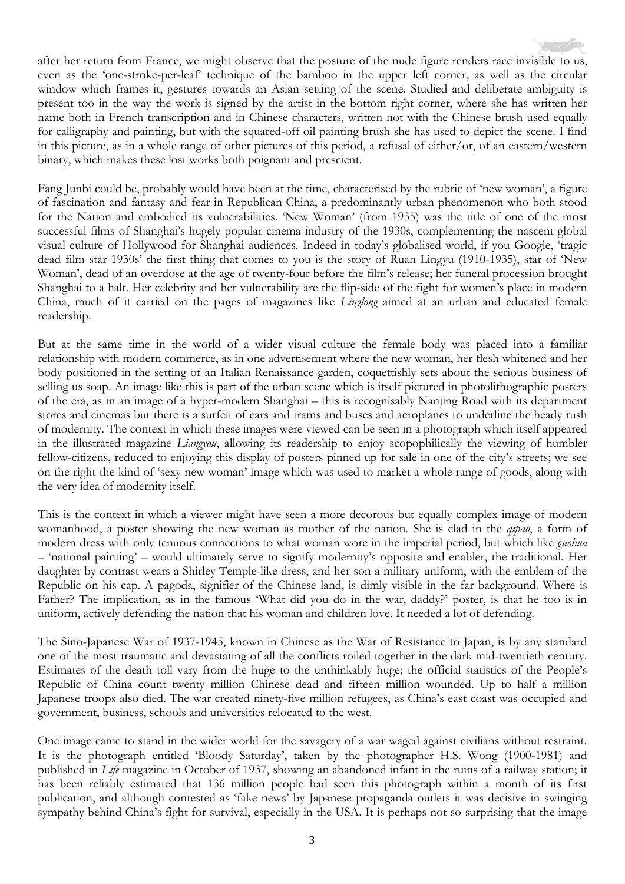after her return from France, we might observe that the posture of the nude figure renders race invisible to us, even as the 'one-stroke-per-leaf' technique of the bamboo in the upper left corner, as well as the circular window which frames it, gestures towards an Asian setting of the scene. Studied and deliberate ambiguity is present too in the way the work is signed by the artist in the bottom right corner, where she has written her name both in French transcription and in Chinese characters, written not with the Chinese brush used equally for calligraphy and painting, but with the squared-off oil painting brush she has used to depict the scene. I find in this picture, as in a whole range of other pictures of this period, a refusal of either/or, of an eastern/western binary, which makes these lost works both poignant and prescient.

Fang Junbi could be, probably would have been at the time, characterised by the rubric of 'new woman', a figure of fascination and fantasy and fear in Republican China, a predominantly urban phenomenon who both stood for the Nation and embodied its vulnerabilities. 'New Woman' (from 1935) was the title of one of the most successful films of Shanghai's hugely popular cinema industry of the 1930s, complementing the nascent global visual culture of Hollywood for Shanghai audiences. Indeed in today's globalised world, if you Google, 'tragic dead film star 1930s' the first thing that comes to you is the story of Ruan Lingyu (1910-1935), star of 'New Woman', dead of an overdose at the age of twenty-four before the film's release; her funeral procession brought Shanghai to a halt. Her celebrity and her vulnerability are the flip-side of the fight for women's place in modern China, much of it carried on the pages of magazines like *Linglong* aimed at an urban and educated female readership.

But at the same time in the world of a wider visual culture the female body was placed into a familiar relationship with modern commerce, as in one advertisement where the new woman, her flesh whitened and her body positioned in the setting of an Italian Renaissance garden, coquettishly sets about the serious business of selling us soap. An image like this is part of the urban scene which is itself pictured in photolithographic posters of the era, as in an image of a hyper-modern Shanghai – this is recognisably Nanjing Road with its department stores and cinemas but there is a surfeit of cars and trams and buses and aeroplanes to underline the heady rush of modernity. The context in which these images were viewed can be seen in a photograph which itself appeared in the illustrated magazine *Liangyou*, allowing its readership to enjoy scopophilically the viewing of humbler fellow-citizens, reduced to enjoying this display of posters pinned up for sale in one of the city's streets; we see on the right the kind of 'sexy new woman' image which was used to market a whole range of goods, along with the very idea of modernity itself.

This is the context in which a viewer might have seen a more decorous but equally complex image of modern womanhood, a poster showing the new woman as mother of the nation. She is clad in the *qipao*, a form of modern dress with only tenuous connections to what woman wore in the imperial period, but which like *guohua* – 'national painting' – would ultimately serve to signify modernity's opposite and enabler, the traditional. Her daughter by contrast wears a Shirley Temple-like dress, and her son a military uniform, with the emblem of the Republic on his cap. A pagoda, signifier of the Chinese land, is dimly visible in the far background. Where is Father? The implication, as in the famous 'What did you do in the war, daddy?' poster, is that he too is in uniform, actively defending the nation that his woman and children love. It needed a lot of defending.

The Sino-Japanese War of 1937-1945, known in Chinese as the War of Resistance to Japan, is by any standard one of the most traumatic and devastating of all the conflicts roiled together in the dark mid-twentieth century. Estimates of the death toll vary from the huge to the unthinkably huge; the official statistics of the People's Republic of China count twenty million Chinese dead and fifteen million wounded. Up to half a million Japanese troops also died. The war created ninety-five million refugees, as China's east coast was occupied and government, business, schools and universities relocated to the west.

One image came to stand in the wider world for the savagery of a war waged against civilians without restraint. It is the photograph entitled 'Bloody Saturday', taken by the photographer H.S. Wong (1900-1981) and published in *Life* magazine in October of 1937, showing an abandoned infant in the ruins of a railway station; it has been reliably estimated that 136 million people had seen this photograph within a month of its first publication, and although contested as 'fake news' by Japanese propaganda outlets it was decisive in swinging sympathy behind China's fight for survival, especially in the USA. It is perhaps not so surprising that the image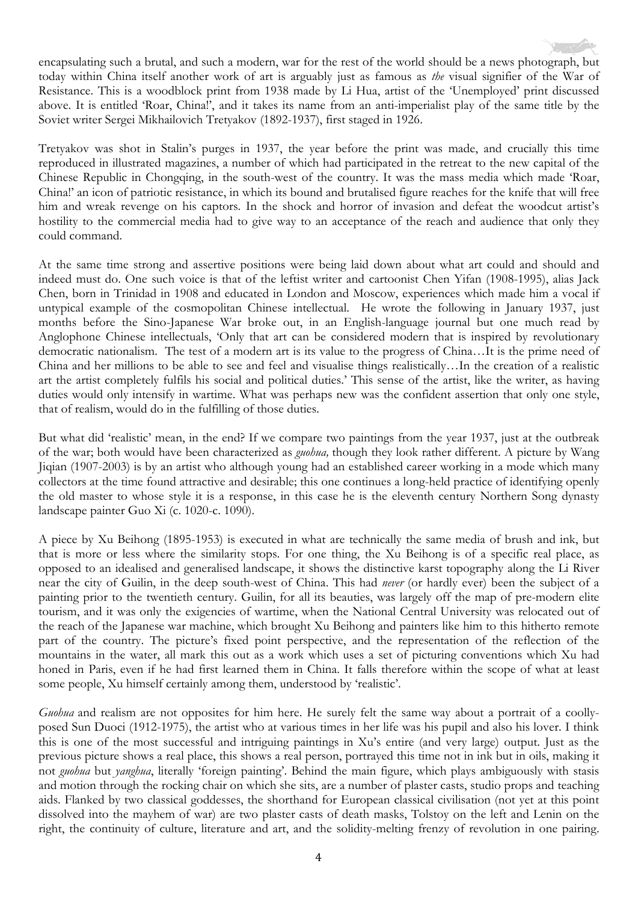encapsulating such a brutal, and such a modern, war for the rest of the world should be a news photograph, but today within China itself another work of art is arguably just as famous as *the* visual signifier of the War of Resistance. This is a woodblock print from 1938 made by Li Hua, artist of the 'Unemployed' print discussed above. It is entitled 'Roar, China!', and it takes its name from an anti-imperialist play of the same title by the Soviet writer Sergei Mikhailovich Tretyakov (1892-1937), first staged in 1926.

Tretyakov was shot in Stalin's purges in 1937, the year before the print was made, and crucially this time reproduced in illustrated magazines, a number of which had participated in the retreat to the new capital of the Chinese Republic in Chongqing, in the south-west of the country. It was the mass media which made 'Roar, China!' an icon of patriotic resistance, in which its bound and brutalised figure reaches for the knife that will free him and wreak revenge on his captors. In the shock and horror of invasion and defeat the woodcut artist's hostility to the commercial media had to give way to an acceptance of the reach and audience that only they could command.

At the same time strong and assertive positions were being laid down about what art could and should and indeed must do. One such voice is that of the leftist writer and cartoonist Chen Yifan (1908-1995), alias Jack Chen, born in Trinidad in 1908 and educated in London and Moscow, experiences which made him a vocal if untypical example of the cosmopolitan Chinese intellectual. He wrote the following in January 1937, just months before the Sino-Japanese War broke out, in an English-language journal but one much read by Anglophone Chinese intellectuals, 'Only that art can be considered modern that is inspired by revolutionary democratic nationalism. The test of a modern art is its value to the progress of China…It is the prime need of China and her millions to be able to see and feel and visualise things realistically…In the creation of a realistic art the artist completely fulfils his social and political duties.' This sense of the artist, like the writer, as having duties would only intensify in wartime. What was perhaps new was the confident assertion that only one style, that of realism, would do in the fulfilling of those duties.

But what did 'realistic' mean, in the end? If we compare two paintings from the year 1937, just at the outbreak of the war; both would have been characterized as *guohua,* though they look rather different. A picture by Wang Jiqian (1907-2003) is by an artist who although young had an established career working in a mode which many collectors at the time found attractive and desirable; this one continues a long-held practice of identifying openly the old master to whose style it is a response, in this case he is the eleventh century Northern Song dynasty landscape painter Guo Xi (c. 1020-c. 1090).

A piece by Xu Beihong (1895-1953) is executed in what are technically the same media of brush and ink, but that is more or less where the similarity stops. For one thing, the Xu Beihong is of a specific real place, as opposed to an idealised and generalised landscape, it shows the distinctive karst topography along the Li River near the city of Guilin, in the deep south-west of China. This had *never* (or hardly ever) been the subject of a painting prior to the twentieth century. Guilin, for all its beauties, was largely off the map of pre-modern elite tourism, and it was only the exigencies of wartime, when the National Central University was relocated out of the reach of the Japanese war machine, which brought Xu Beihong and painters like him to this hitherto remote part of the country. The picture's fixed point perspective, and the representation of the reflection of the mountains in the water, all mark this out as a work which uses a set of picturing conventions which Xu had honed in Paris, even if he had first learned them in China. It falls therefore within the scope of what at least some people, Xu himself certainly among them, understood by 'realistic'.

*Guohua* and realism are not opposites for him here. He surely felt the same way about a portrait of a coolly-posed Sun Duoci (1912-1975), the artist who at various times in her life was his pupil and also his lover. I think this is one of the most successful and intriguing paintings in Xu's entire (and very large) output. Just as the previous picture shows a real place, this shows a real person, portrayed this time not in ink but in oils, making it not *guohua* but *yanghua*, literally 'foreign painting'. Behind the main figure, which plays ambiguously with stasis and motion through the rocking chair on which she sits, are a number of plaster casts, studio props and teaching aids. Flanked by two classical goddesses, the shorthand for European classical civilisation (not yet at this point dissolved into the mayhem of war) are two plaster casts of death masks, Tolstoy on the left and Lenin on the right, the continuity of culture, literature and art, and the solidity-melting frenzy of revolution in one pairing.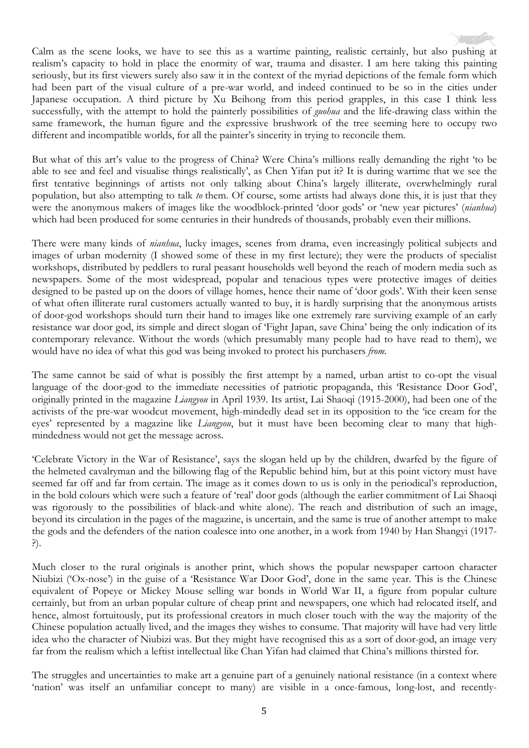Calm as the scene looks, we have to see this as a wartime painting, realistic certainly, but also pushing at realism's capacity to hold in place the enormity of war, trauma and disaster. I am here taking this painting seriously, but its first viewers surely also saw it in the context of the myriad depictions of the female form which had been part of the visual culture of a pre-war world, and indeed continued to be so in the cities under Japanese occupation. A third picture by Xu Beihong from this period grapples, in this case I think less successfully, with the attempt to hold the painterly possibilities of *guohua* and the life-drawing class within the same framework, the human figure and the expressive brushwork of the tree seeming here to occupy two different and incompatible worlds, for all the painter's sincerity in trying to reconcile them.

But what of this art's value to the progress of China? Were China's millions really demanding the right 'to be able to see and feel and visualise things realistically', as Chen Yifan put it? It is during wartime that we see the first tentative beginnings of artists not only talking about China's largely illiterate, overwhelmingly rural population, but also attempting to talk *to* them. Of course, some artists had always done this, it is just that they were the anonymous makers of images like the woodblock-printed 'door gods' or 'new year pictures' (*nianhua*) which had been produced for some centuries in their hundreds of thousands, probably even their millions.

There were many kinds of *nianhua*, lucky images, scenes from drama, even increasingly political subjects and images of urban modernity (I showed some of these in my first lecture); they were the products of specialist workshops, distributed by peddlers to rural peasant households well beyond the reach of modern media such as newspapers. Some of the most widespread, popular and tenacious types were protective images of deities designed to be pasted up on the doors of village homes, hence their name of 'door gods'. With their keen sense of what often illiterate rural customers actually wanted to buy, it is hardly surprising that the anonymous artists of door-god workshops should turn their hand to images like one extremely rare surviving example of an early resistance war door god, its simple and direct slogan of 'Fight Japan, save China' being the only indication of its contemporary relevance. Without the words (which presumably many people had to have read to them), we would have no idea of what this god was being invoked to protect his purchasers *from*.

The same cannot be said of what is possibly the first attempt by a named, urban artist to co-opt the visual language of the door-god to the immediate necessities of patriotic propaganda, this 'Resistance Door God', originally printed in the magazine *Liangyou* in April 1939. Its artist, Lai Shaoqi (1915-2000), had been one of the activists of the pre-war woodcut movement, high-mindedly dead set in its opposition to the 'ice cream for the eyes' represented by a magazine like *Liangyou*, but it must have been becoming clear to many that high-mindedness would not get the message across.

'Celebrate Victory in the War of Resistance', says the slogan held up by the children, dwarfed by the figure of the helmeted cavalryman and the billowing flag of the Republic behind him, but at this point victory must have seemed far off and far from certain. The image as it comes down to us is only in the periodical's reproduction, in the bold colours which were such a feature of 'real' door gods (although the earlier commitment of Lai Shaoqi was rigorously to the possibilities of black-and white alone). The reach and distribution of such an image, beyond its circulation in the pages of the magazine, is uncertain, and the same is true of another attempt to make the gods and the defenders of the nation coalesce into one another, in a work from 1940 by Han Shangyi (1917-?).

Much closer to the rural originals is another print, which shows the popular newspaper cartoon character Niubizi ('Ox-nose') in the guise of a 'Resistance War Door God', done in the same year. This is the Chinese equivalent of Popeye or Mickey Mouse selling war bonds in World War II, a figure from popular culture certainly, but from an urban popular culture of cheap print and newspapers, one which had relocated itself, and hence, almost fortuitously, put its professional creators in much closer touch with the way the majority of the Chinese population actually lived, and the images they wishes to consume. That majority will have had very little idea who the character of Niubizi was. But they might have recognised this as a sort of door-god, an image very far from the realism which a leftist intellectual like Chan Yifan had claimed that China's millions thirsted for.

The struggles and uncertainties to make art a genuine part of a genuinely national resistance (in a context where 'nation' was itself an unfamiliar concept to many) are visible in a once-famous, long-lost, and recently-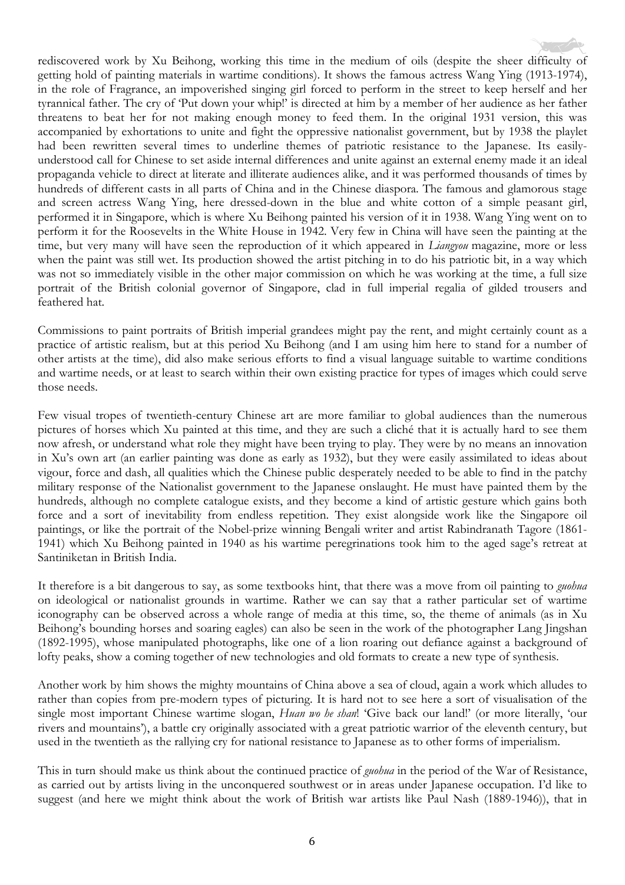rediscovered work by Xu Beihong, working this time in the medium of oils (despite the sheer difficulty of getting hold of painting materials in wartime conditions). It shows the famous actress Wang Ying (1913-1974), in the role of Fragrance, an impoverished singing girl forced to perform in the street to keep herself and her tyrannical father. The cry of 'Put down your whip!' is directed at him by a member of her audience as her father threatens to beat her for not making enough money to feed them. In the original 1931 version, this was accompanied by exhortations to unite and fight the oppressive nationalist government, but by 1938 the playlet had been rewritten several times to underline themes of patriotic resistance to the Japanese. Its easily-understood call for Chinese to set aside internal differences and unite against an external enemy made it an ideal propaganda vehicle to direct at literate and illiterate audiences alike, and it was performed thousands of times by hundreds of different casts in all parts of China and in the Chinese diaspora. The famous and glamorous stage and screen actress Wang Ying, here dressed-down in the blue and white cotton of a simple peasant girl, performed it in Singapore, which is where Xu Beihong painted his version of it in 1938. Wang Ying went on to perform it for the Roosevelts in the White House in 1942. Very few in China will have seen the painting at the time, but very many will have seen the reproduction of it which appeared in *Liangyou* magazine, more or less when the paint was still wet. Its production showed the artist pitching in to do his patriotic bit, in a way which was not so immediately visible in the other major commission on which he was working at the time, a full size portrait of the British colonial governor of Singapore, clad in full imperial regalia of gilded trousers and feathered hat.

Commissions to paint portraits of British imperial grandees might pay the rent, and might certainly count as a practice of artistic realism, but at this period Xu Beihong (and I am using him here to stand for a number of other artists at the time), did also make serious efforts to find a visual language suitable to wartime conditions and wartime needs, or at least to search within their own existing practice for types of images which could serve those needs.

Few visual tropes of twentieth-century Chinese art are more familiar to global audiences than the numerous pictures of horses which Xu painted at this time, and they are such a cliché that it is actually hard to see them now afresh, or understand what role they might have been trying to play. They were by no means an innovation in Xu's own art (an earlier painting was done as early as 1932), but they were easily assimilated to ideas about vigour, force and dash, all qualities which the Chinese public desperately needed to be able to find in the patchy military response of the Nationalist government to the Japanese onslaught. He must have painted them by the hundreds, although no complete catalogue exists, and they become a kind of artistic gesture which gains both force and a sort of inevitability from endless repetition. They exist alongside work like the Singapore oil paintings, or like the portrait of the Nobel-prize winning Bengali writer and artist Rabindranath Tagore (1861-1941) which Xu Beihong painted in 1940 as his wartime peregrinations took him to the aged sage's retreat at Santiniketan in British India.

It therefore is a bit dangerous to say, as some textbooks hint, that there was a move from oil painting to *guohua* on ideological or nationalist grounds in wartime. Rather we can say that a rather particular set of wartime iconography can be observed across a whole range of media at this time, so, the theme of animals (as in Xu Beihong's bounding horses and soaring eagles) can also be seen in the work of the photographer Lang Jingshan (1892-1995), whose manipulated photographs, like one of a lion roaring out defiance against a background of lofty peaks, show a coming together of new technologies and old formats to create a new type of synthesis.

Another work by him shows the mighty mountains of China above a sea of cloud, again a work which alludes to rather than copies from pre-modern types of picturing. It is hard not to see here a sort of visualisation of the single most important Chinese wartime slogan, *Huan wo he shan*! 'Give back our land!' (or more literally, 'our rivers and mountains'), a battle cry originally associated with a great patriotic warrior of the eleventh century, but used in the twentieth as the rallying cry for national resistance to Japanese as to other forms of imperialism.

This in turn should make us think about the continued practice of *guohua* in the period of the War of Resistance, as carried out by artists living in the unconquered southwest or in areas under Japanese occupation. I'd like to suggest (and here we might think about the work of British war artists like Paul Nash (1889-1946)), that in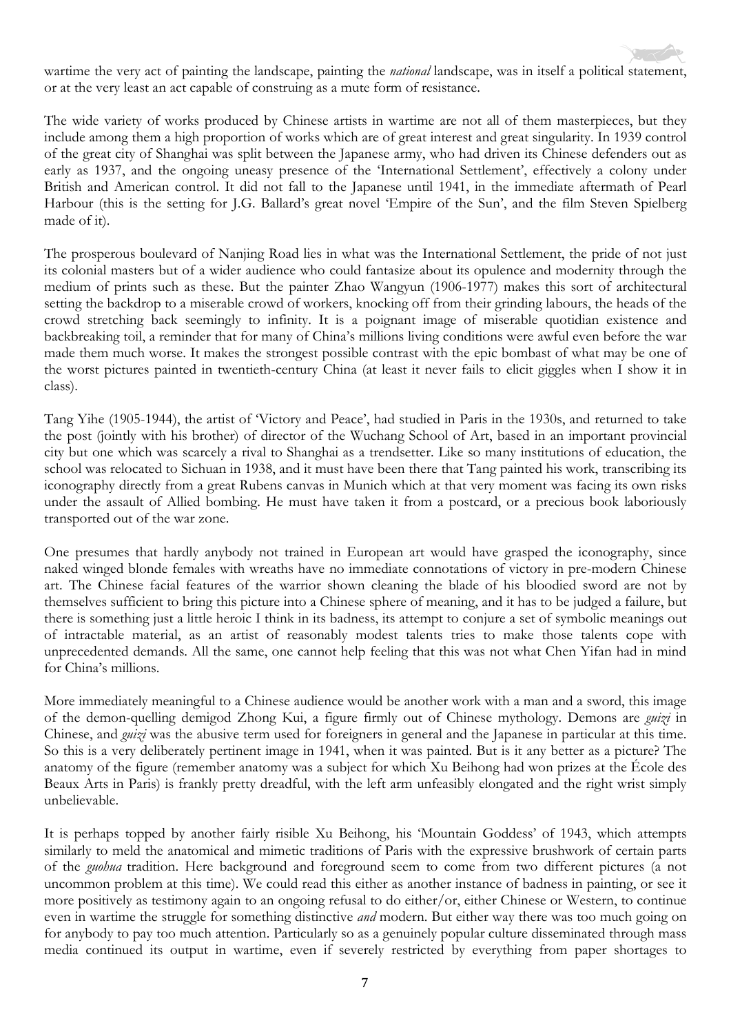wartime the very act of painting the landscape, painting the *national* landscape, was in itself a political statement, or at the very least an act capable of construing as a mute form of resistance.

The wide variety of works produced by Chinese artists in wartime are not all of them masterpieces, but they include among them a high proportion of works which are of great interest and great singularity. In 1939 control of the great city of Shanghai was split between the Japanese army, who had driven its Chinese defenders out as early as 1937, and the ongoing uneasy presence of the 'International Settlement', effectively a colony under British and American control. It did not fall to the Japanese until 1941, in the immediate aftermath of Pearl Harbour (this is the setting for J.G. Ballard's great novel 'Empire of the Sun', and the film Steven Spielberg made of it).

The prosperous boulevard of Nanjing Road lies in what was the International Settlement, the pride of not just its colonial masters but of a wider audience who could fantasize about its opulence and modernity through the medium of prints such as these. But the painter Zhao Wangyun (1906-1977) makes this sort of architectural setting the backdrop to a miserable crowd of workers, knocking off from their grinding labours, the heads of the crowd stretching back seemingly to infinity. It is a poignant image of miserable quotidian existence and backbreaking toil, a reminder that for many of China's millions living conditions were awful even before the war made them much worse. It makes the strongest possible contrast with the epic bombast of what may be one of the worst pictures painted in twentieth-century China (at least it never fails to elicit giggles when I show it in class).

Tang Yihe (1905-1944), the artist of 'Victory and Peace', had studied in Paris in the 1930s, and returned to take the post (jointly with his brother) of director of the Wuchang School of Art, based in an important provincial city but one which was scarcely a rival to Shanghai as a trendsetter. Like so many institutions of education, the school was relocated to Sichuan in 1938, and it must have been there that Tang painted his work, transcribing its iconography directly from a great Rubens canvas in Munich which at that very moment was facing its own risks under the assault of Allied bombing. He must have taken it from a postcard, or a precious book laboriously transported out of the war zone.

One presumes that hardly anybody not trained in European art would have grasped the iconography, since naked winged blonde females with wreaths have no immediate connotations of victory in pre-modern Chinese art. The Chinese facial features of the warrior shown cleaning the blade of his bloodied sword are not by themselves sufficient to bring this picture into a Chinese sphere of meaning, and it has to be judged a failure, but there is something just a little heroic I think in its badness, its attempt to conjure a set of symbolic meanings out of intractable material, as an artist of reasonably modest talents tries to make those talents cope with unprecedented demands. All the same, one cannot help feeling that this was not what Chen Yifan had in mind for China's millions.

More immediately meaningful to a Chinese audience would be another work with a man and a sword, this image of the demon-quelling demigod Zhong Kui, a figure firmly out of Chinese mythology. Demons are *guizi* in Chinese, and *guizi* was the abusive term used for foreigners in general and the Japanese in particular at this time. So this is a very deliberately pertinent image in 1941, when it was painted. But is it any better as a picture? The anatomy of the figure (remember anatomy was a subject for which Xu Beihong had won prizes at the École des Beaux Arts in Paris) is frankly pretty dreadful, with the left arm unfeasibly elongated and the right wrist simply unbelievable.

It is perhaps topped by another fairly risible Xu Beihong, his 'Mountain Goddess' of 1943, which attempts similarly to meld the anatomical and mimetic traditions of Paris with the expressive brushwork of certain parts of the *guohua* tradition. Here background and foreground seem to come from two different pictures (a not uncommon problem at this time). We could read this either as another instance of badness in painting, or see it more positively as testimony again to an ongoing refusal to do either/or, either Chinese or Western, to continue even in wartime the struggle for something distinctive *and* modern. But either way there was too much going on for anybody to pay too much attention. Particularly so as a genuinely popular culture disseminated through mass media continued its output in wartime, even if severely restricted by everything from paper shortages to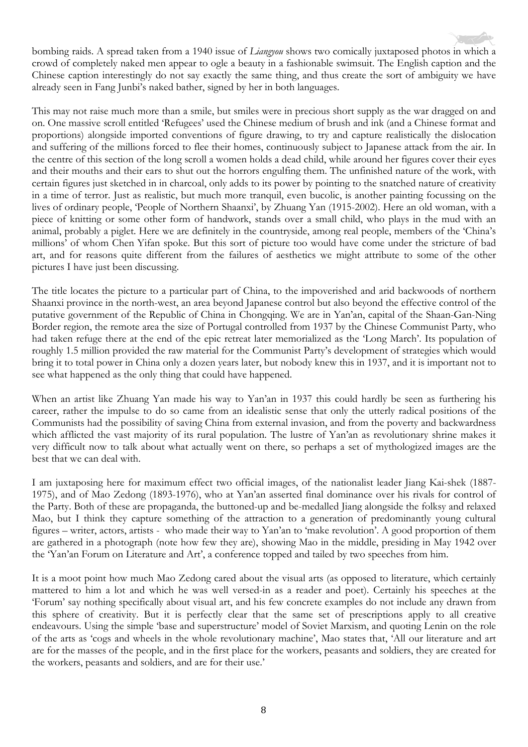bombing raids. A spread taken from a 1940 issue of *Liangyou* shows two comically juxtaposed photos in which a crowd of completely naked men appear to ogle a beauty in a fashionable swimsuit. The English caption and the Chinese caption interestingly do not say exactly the same thing, and thus create the sort of ambiguity we have already seen in Fang Junbi's naked bather, signed by her in both languages.

This may not raise much more than a smile, but smiles were in precious short supply as the war dragged on and on. One massive scroll entitled 'Refugees' used the Chinese medium of brush and ink (and a Chinese format and proportions) alongside imported conventions of figure drawing, to try and capture realistically the dislocation and suffering of the millions forced to flee their homes, continuously subject to Japanese attack from the air. In the centre of this section of the long scroll a women holds a dead child, while around her figures cover their eyes and their mouths and their ears to shut out the horrors engulfing them. The unfinished nature of the work, with certain figures just sketched in in charcoal, only adds to its power by pointing to the snatched nature of creativity in a time of terror. Just as realistic, but much more tranquil, even bucolic, is another painting focussing on the lives of ordinary people, 'People of Northern Shaanxi', by Zhuang Yan (1915-2002). Here an old woman, with a piece of knitting or some other form of handwork, stands over a small child, who plays in the mud with an animal, probably a piglet. Here we are definitely in the countryside, among real people, members of the 'China's millions' of whom Chen Yifan spoke. But this sort of picture too would have come under the stricture of bad art, and for reasons quite different from the failures of aesthetics we might attribute to some of the other pictures I have just been discussing.

The title locates the picture to a particular part of China, to the impoverished and arid backwoods of northern Shaanxi province in the north-west, an area beyond Japanese control but also beyond the effective control of the putative government of the Republic of China in Chongqing. We are in Yan'an, capital of the Shaan-Gan-Ning Border region, the remote area the size of Portugal controlled from 1937 by the Chinese Communist Party, who had taken refuge there at the end of the epic retreat later memorialized as the 'Long March'. Its population of roughly 1.5 million provided the raw material for the Communist Party's development of strategies which would bring it to total power in China only a dozen years later, but nobody knew this in 1937, and it is important not to see what happened as the only thing that could have happened.

When an artist like Zhuang Yan made his way to Yan'an in 1937 this could hardly be seen as furthering his career, rather the impulse to do so came from an idealistic sense that only the utterly radical positions of the Communists had the possibility of saving China from external invasion, and from the poverty and backwardness which afflicted the vast majority of its rural population. The lustre of Yan'an as revolutionary shrine makes it very difficult now to talk about what actually went on there, so perhaps a set of mythologized images are the best that we can deal with.

I am juxtaposing here for maximum effect two official images, of the nationalist leader Jiang Kai-shek (1887-1975), and of Mao Zedong (1893-1976), who at Yan'an asserted final dominance over his rivals for control of the Party. Both of these are propaganda, the buttoned-up and be-medalled Jiang alongside the folksy and relaxed Mao, but I think they capture something of the attraction to a generation of predominantly young cultural figures – writer, actors, artists - who made their way to Yan'an to 'make revolution'. A good proportion of them are gathered in a photograph (note how few they are), showing Mao in the middle, presiding in May 1942 over the 'Yan'an Forum on Literature and Art', a conference topped and tailed by two speeches from him.

It is a moot point how much Mao Zedong cared about the visual arts (as opposed to literature, which certainly mattered to him a lot and which he was well versed-in as a reader and poet). Certainly his speeches at the 'Forum' say nothing specifically about visual art, and his few concrete examples do not include any drawn from this sphere of creativity. But it is perfectly clear that the same set of prescriptions apply to all creative endeavours. Using the simple 'base and superstructure' model of Soviet Marxism, and quoting Lenin on the role of the arts as 'cogs and wheels in the whole revolutionary machine', Mao states that, 'All our literature and art are for the masses of the people, and in the first place for the workers, peasants and soldiers, they are created for the workers, peasants and soldiers, and are for their use.'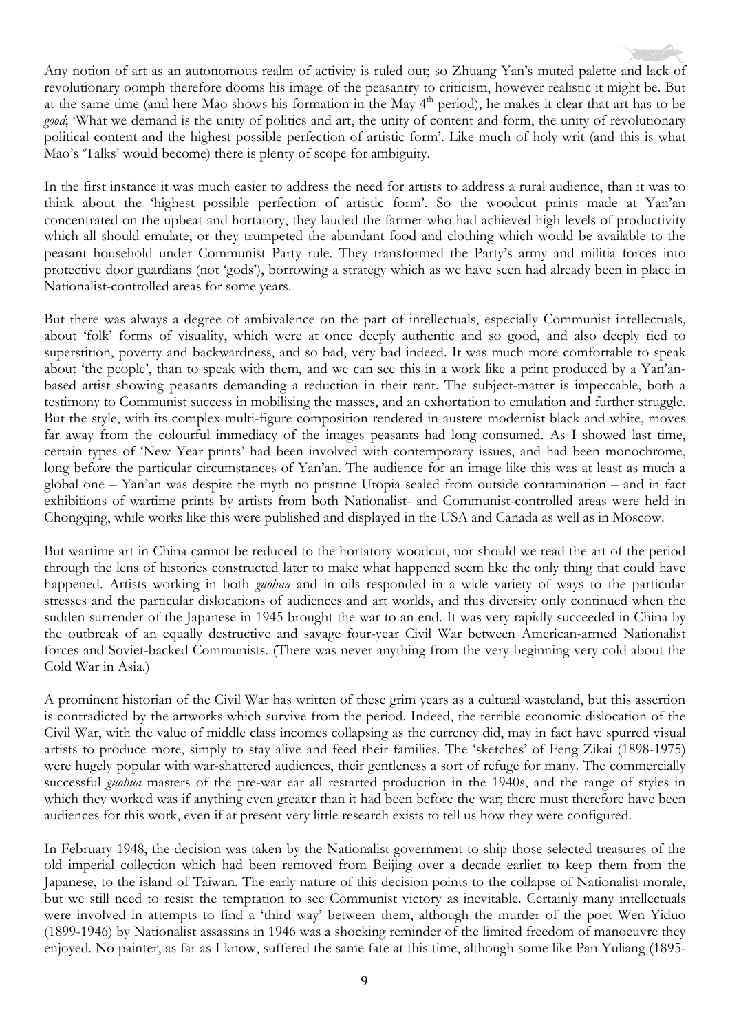Any notion of art as an autonomous realm of activity is ruled out; so Zhuang Yan's muted palette and lack of revolutionary oomph therefore dooms his image of the peasantry to criticism, however realistic it might be. But at the same time (and here Mao shows his formation in the May 4th period), he makes it clear that art has to be *good*; 'What we demand is the unity of politics and art, the unity of content and form, the unity of revolutionary political content and the highest possible perfection of artistic form'. Like much of holy writ (and this is what Mao's 'Talks' would become) there is plenty of scope for ambiguity.

In the first instance it was much easier to address the need for artists to address a rural audience, than it was to think about the 'highest possible perfection of artistic form'. So the woodcut prints made at Yan'an concentrated on the upbeat and hortatory, they lauded the farmer who had achieved high levels of productivity which all should emulate, or they trumpeted the abundant food and clothing which would be available to the peasant household under Communist Party rule. They transformed the Party's army and militia forces into protective door guardians (not 'gods'), borrowing a strategy which as we have seen had already been in place in Nationalist-controlled areas for some years.

But there was always a degree of ambivalence on the part of intellectuals, especially Communist intellectuals, about 'folk' forms of visuality, which were at once deeply authentic and so good, and also deeply tied to superstition, poverty and backwardness, and so bad, very bad indeed. It was much more comfortable to speak about 'the people', than to speak with them, and we can see this in a work like a print produced by a Yan'an-based artist showing peasants demanding a reduction in their rent. The subject-matter is impeccable, both a testimony to Communist success in mobilising the masses, and an exhortation to emulation and further struggle. But the style, with its complex multi-figure composition rendered in austere modernist black and white, moves far away from the colourful immediacy of the images peasants had long consumed. As I showed last time, certain types of 'New Year prints' had been involved with contemporary issues, and had been monochrome, long before the particular circumstances of Yan'an. The audience for an image like this was at least as much a global one – Yan'an was despite the myth no pristine Utopia sealed from outside contamination – and in fact exhibitions of wartime prints by artists from both Nationalist- and Communist-controlled areas were held in Chongqing, while works like this were published and displayed in the USA and Canada as well as in Moscow.

But wartime art in China cannot be reduced to the hortatory woodcut, nor should we read the art of the period through the lens of histories constructed later to make what happened seem like the only thing that could have happened. Artists working in both *guohua* and in oils responded in a wide variety of ways to the particular stresses and the particular dislocations of audiences and art worlds, and this diversity only continued when the sudden surrender of the Japanese in 1945 brought the war to an end. It was very rapidly succeeded in China by the outbreak of an equally destructive and savage four-year Civil War between American-armed Nationalist forces and Soviet-backed Communists. (There was never anything from the very beginning very cold about the Cold War in Asia.)

A prominent historian of the Civil War has written of these grim years as a cultural wasteland, but this assertion is contradicted by the artworks which survive from the period. Indeed, the terrible economic dislocation of the Civil War, with the value of middle class incomes collapsing as the currency did, may in fact have spurred visual artists to produce more, simply to stay alive and feed their families. The 'sketches' of Feng Zikai (1898-1975) were hugely popular with war-shattered audiences, their gentleness a sort of refuge for many. The commercially successful *guohua* masters of the pre-war ear all restarted production in the 1940s, and the range of styles in which they worked was if anything even greater than it had been before the war; there must therefore have been audiences for this work, even if at present very little research exists to tell us how they were configured.

In February 1948, the decision was taken by the Nationalist government to ship those selected treasures of the old imperial collection which had been removed from Beijing over a decade earlier to keep them from the Japanese, to the island of Taiwan. The early nature of this decision points to the collapse of Nationalist morale, but we still need to resist the temptation to see Communist victory as inevitable. Certainly many intellectuals were involved in attempts to find a 'third way' between them, although the murder of the poet Wen Yiduo (1899-1946) by Nationalist assassins in 1946 was a shocking reminder of the limited freedom of manoeuvre they enjoyed. No painter, as far as I know, suffered the same fate at this time, although some like Pan Yuliang (1895-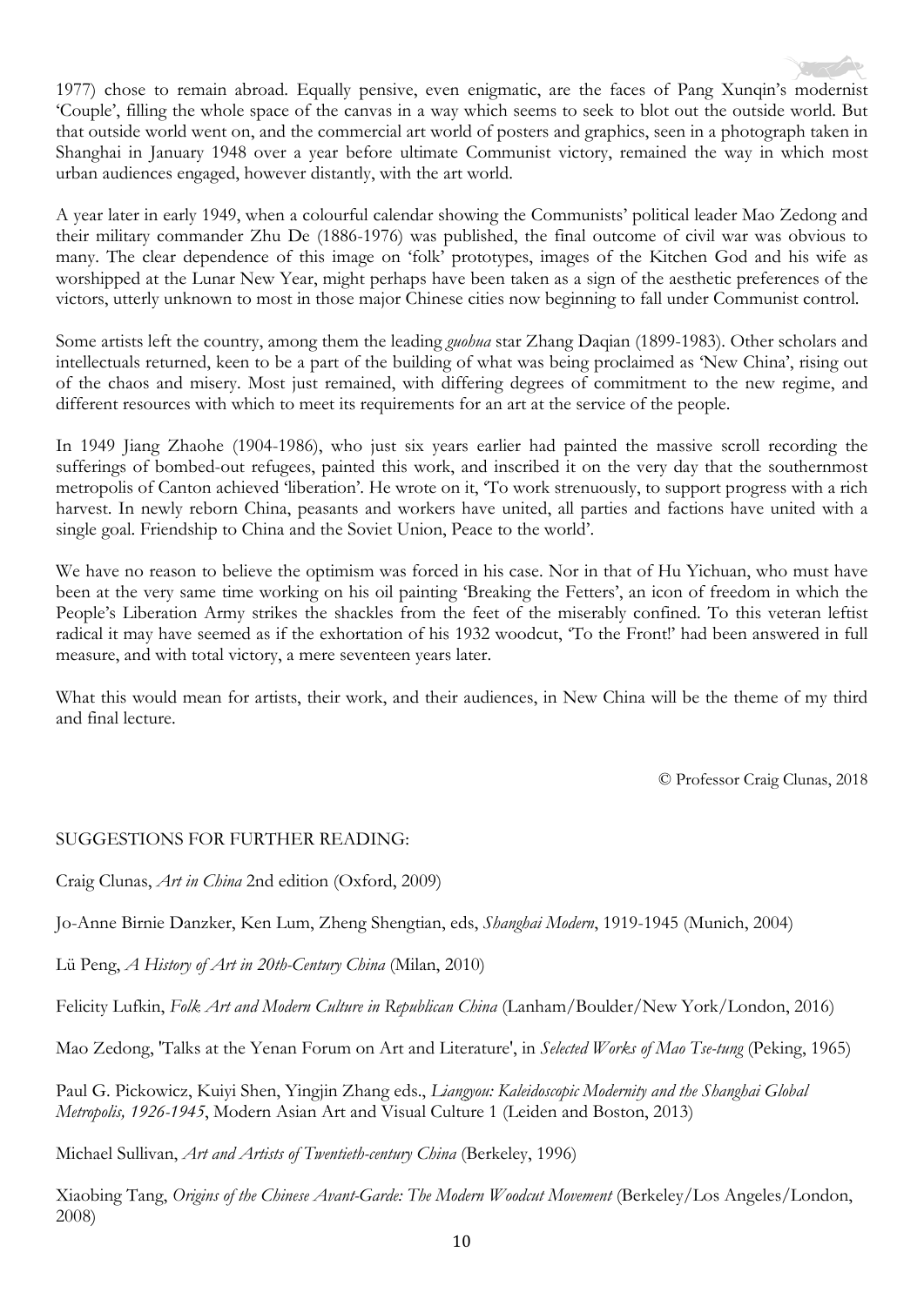1977) chose to remain abroad. Equally pensive, even enigmatic, are the faces of Pang Xunqin's modernist 'Couple', filling the whole space of the canvas in a way which seems to seek to blot out the outside world. But that outside world went on, and the commercial art world of posters and graphics, seen in a photograph taken in Shanghai in January 1948 over a year before ultimate Communist victory, remained the way in which most urban audiences engaged, however distantly, with the art world.

A year later in early 1949, when a colourful calendar showing the Communists' political leader Mao Zedong and their military commander Zhu De (1886-1976) was published, the final outcome of civil war was obvious to many. The clear dependence of this image on 'folk' prototypes, images of the Kitchen God and his wife as worshipped at the Lunar New Year, might perhaps have been taken as a sign of the aesthetic preferences of the victors, utterly unknown to most in those major Chinese cities now beginning to fall under Communist control.

Some artists left the country, among them the leading *guohua* star Zhang Daqian (1899-1983). Other scholars and intellectuals returned, keen to be a part of the building of what was being proclaimed as 'New China', rising out of the chaos and misery. Most just remained, with differing degrees of commitment to the new regime, and different resources with which to meet its requirements for an art at the service of the people.

In 1949 Jiang Zhaohe (1904-1986), who just six years earlier had painted the massive scroll recording the sufferings of bombed-out refugees, painted this work, and inscribed it on the very day that the southernmost metropolis of Canton achieved 'liberation'. He wrote on it, 'To work strenuously, to support progress with a rich harvest. In newly reborn China, peasants and workers have united, all parties and factions have united with a single goal. Friendship to China and the Soviet Union, Peace to the world'.

We have no reason to believe the optimism was forced in his case. Nor in that of Hu Yichuan, who must have been at the very same time working on his oil painting 'Breaking the Fetters', an icon of freedom in which the People's Liberation Army strikes the shackles from the feet of the miserably confined. To this veteran leftist radical it may have seemed as if the exhortation of his 1932 woodcut, 'To the Front!' had been answered in full measure, and with total victory, a mere seventeen years later.

What this would mean for artists, their work, and their audiences, in New China will be the theme of my third and final lecture.

© Professor Craig Clunas, 2018

SUGGESTIONS FOR FURTHER READING:

Craig Clunas, *Art in China* 2nd edition (Oxford, 2009)

Jo-Anne Birnie Danzker, Ken Lum, Zheng Shengtian, eds, *Shanghai Modern*, 1919-1945 (Munich, 2004)

Lü Peng, *A History of Art in 20th-Century China* (Milan, 2010)

Felicity Lufkin, *Folk Art and Modern Culture in Republican China* (Lanham/Boulder/New York/London, 2016)

Mao Zedong, 'Talks at the Yenan Forum on Art and Literature', in *Selected Works of Mao Tse-tung* (Peking, 1965)

Paul G. Pickowicz, Kuiyi Shen, Yingjin Zhang eds., *Liangyou: Kaleidoscopic Modernity and the Shanghai Global Metropolis, 1926-1945*, Modern Asian Art and Visual Culture 1 (Leiden and Boston, 2013)

Michael Sullivan, *Art and Artists of Twentieth-century China* (Berkeley, 1996)

Xiaobing Tang, *Origins of the Chinese Avant-Garde: The Modern Woodcut Movement* (Berkeley/Los Angeles/London, 2008)